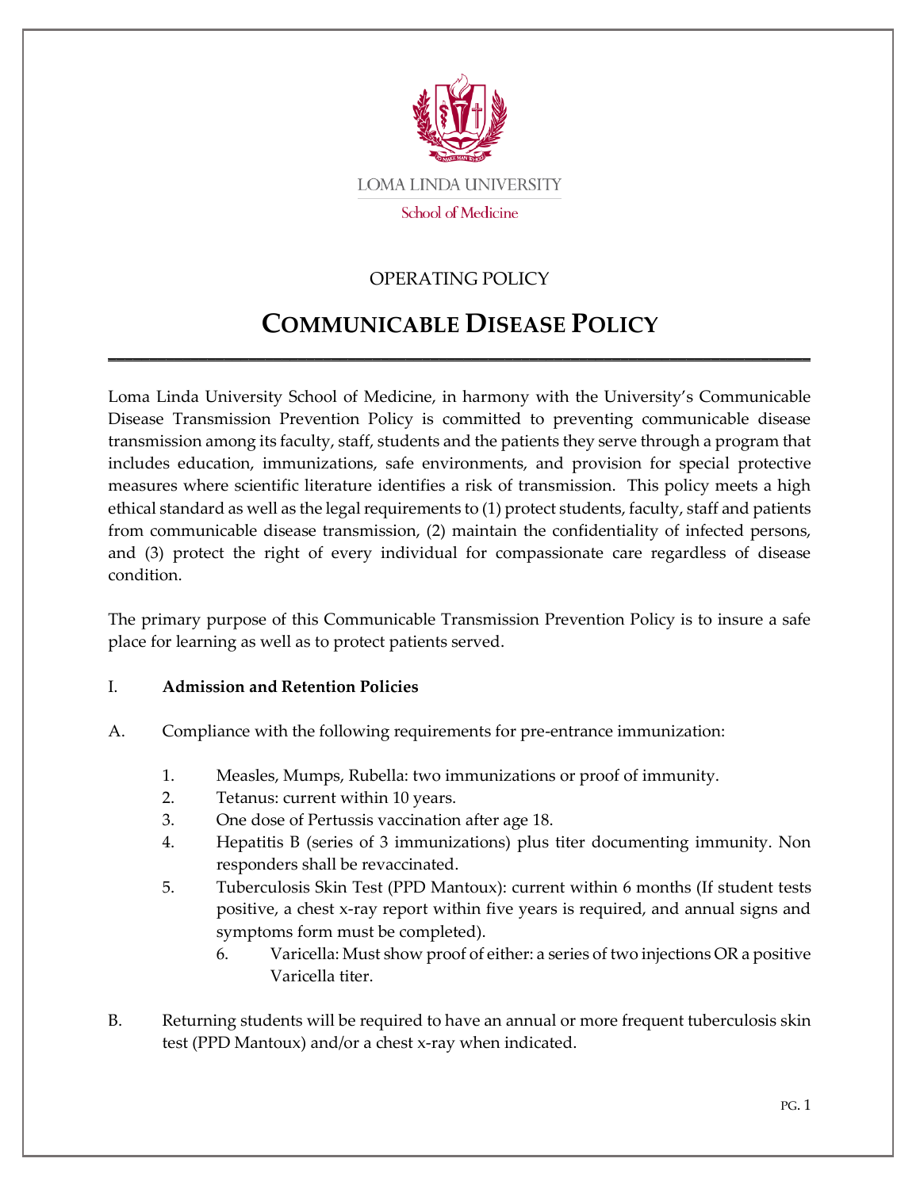LOMA LINDA UNIVERSITY

School of Medicine

OPERATING POLICY

# COMMUNICABLE DISEASE POLICY

Loma Linda University School of Medicine, in harmony with the University's Communicable Disease Transmission Prevention Policy is committed to preventing communicable disease transmission among its faculty, staff, students and the patients they serve through a program that includes education, immunizations, safe environments, and provision for special protective measures where scientific literature identifies a risk of transmission. This policy meets a high ethical standard as well as the legal requirements to (1) protect students, faculty, staff and patients from communicable disease transmission, (2) maintain the confidentiality of infected persons, and (3) protect the right of every individual for compassionate care regardless of disease condition.

The primary purpose of this Communicable Transmission Prevention Policy is to insure a safe place for learning as well as to protect patients served.

I. **Admission and Retention Policies**

A. Compliance with the following requirements for pre-entrance immunization:

1. Measles, Mumps, Rubella: two immunizations or proof of immunity.
2. Tetanus: current within 10 years.
3. One dose of Pertussis vaccination after age 18.
4. Hepatitis B (series of 3 immunizations) plus titer documenting immunity. Non responders shall be revaccinated.
5. Tuberculosis Skin Test (PPD Mantoux): current within 6 months (If student tests positive, a chest x-ray report within five years is required, and annual signs and symptoms form must be completed).
6. Varicella: Must show proof of either: a series of two injections OR a positive Varicella titer.

B. Returning students will be required to have an annual or more frequent tuberculosis skin test (PPD Mantoux) and/or a chest x-ray when indicated.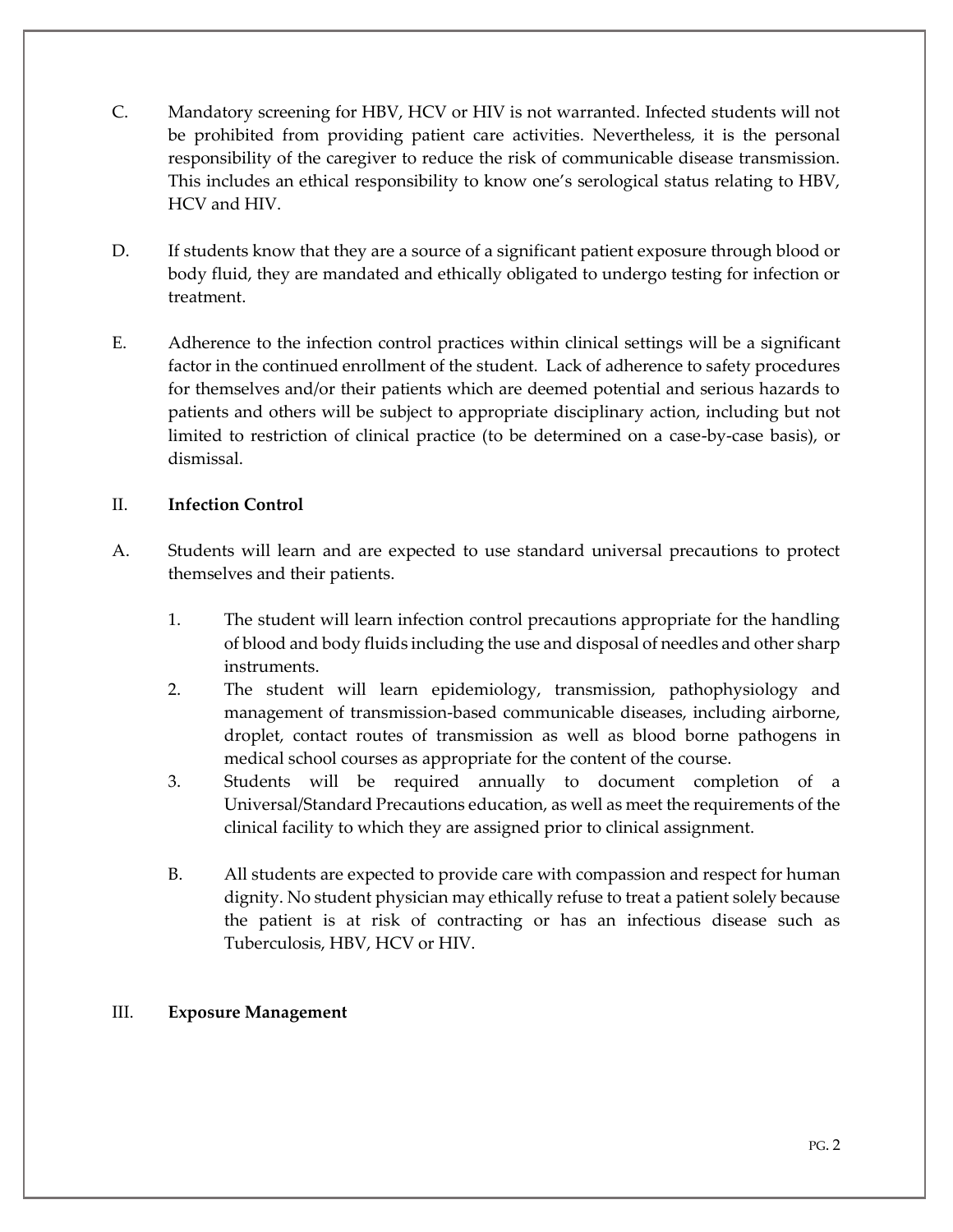C. Mandatory screening for HBV, HCV or HIV is not warranted. Infected students will not be prohibited from providing patient care activities. Nevertheless, it is the personal responsibility of the caregiver to reduce the risk of communicable disease transmission. This includes an ethical responsibility to know one's serological status relating to HBV, HCV and HIV.

D. If students know that they are a source of a significant patient exposure through blood or body fluid, they are mandated and ethically obligated to undergo testing for infection or treatment.

E. Adherence to the infection control practices within clinical settings will be a significant factor in the continued enrollment of the student. Lack of adherence to safety procedures for themselves and/or their patients which are deemed potential and serious hazards to patients and others will be subject to appropriate disciplinary action, including but not limited to restriction of clinical practice (to be determined on a case-by-case basis), or dismissal.

## II. **Infection Control**

A. Students will learn and are expected to use standard universal precautions to protect themselves and their patients.

1. The student will learn infection control precautions appropriate for the handling of blood and body fluids including the use and disposal of needles and other sharp instruments.
2. The student will learn epidemiology, transmission, pathophysiology and management of transmission-based communicable diseases, including airborne, droplet, contact routes of transmission as well as blood borne pathogens in medical school courses as appropriate for the content of the course.
3. Students will be required annually to document completion of a Universal/Standard Precautions education, as well as meet the requirements of the clinical facility to which they are assigned prior to clinical assignment.

B. All students are expected to provide care with compassion and respect for human dignity. No student physician may ethically refuse to treat a patient solely because the patient is at risk of contracting or has an infectious disease such as Tuberculosis, HBV, HCV or HIV.

## III. **Exposure Management**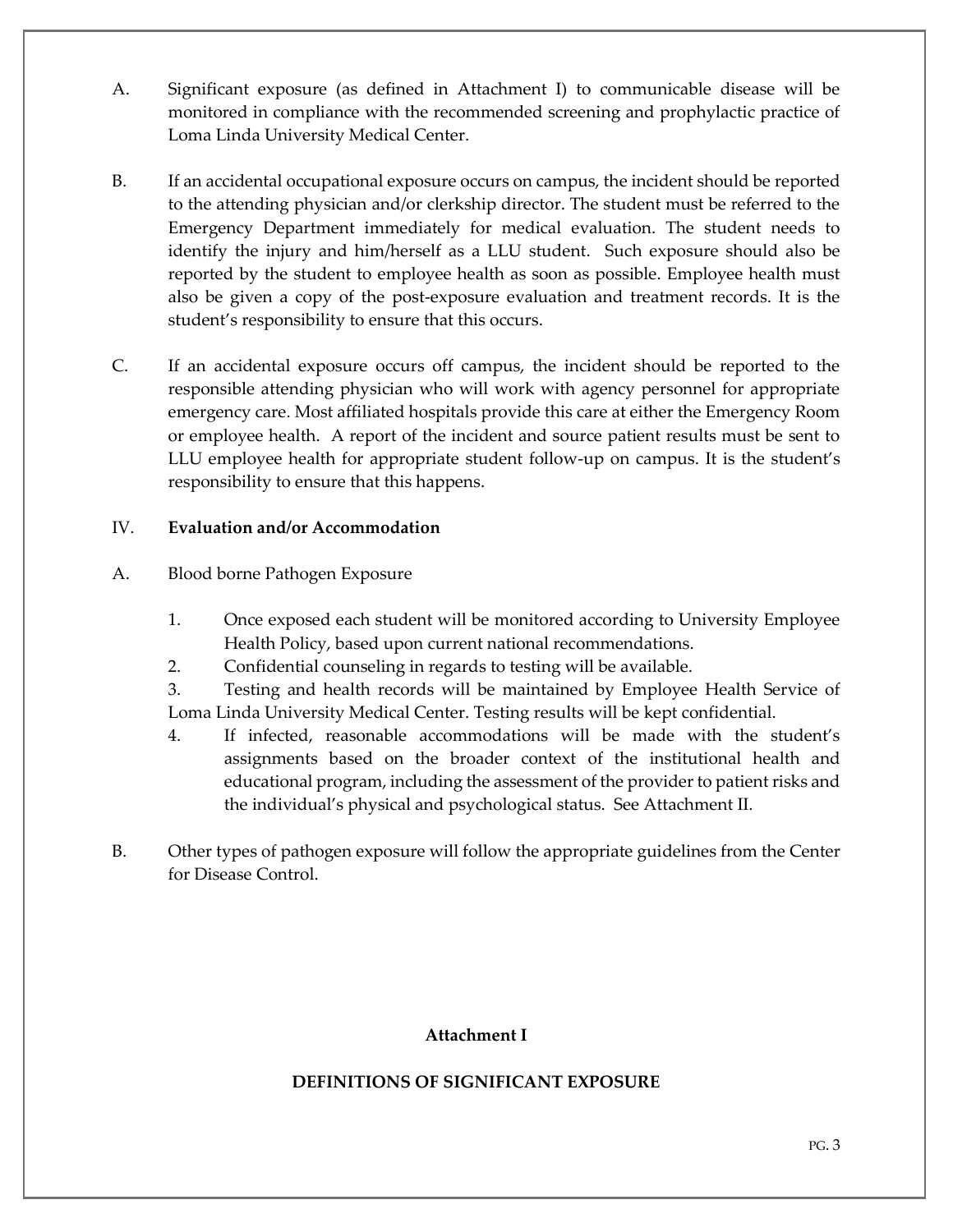A. Significant exposure (as defined in Attachment I) to communicable disease will be monitored in compliance with the recommended screening and prophylactic practice of Loma Linda University Medical Center.

B. If an accidental occupational exposure occurs on campus, the incident should be reported to the attending physician and/or clerkship director. The student must be referred to the Emergency Department immediately for medical evaluation. The student needs to identify the injury and him/herself as a LLU student. Such exposure should also be reported by the student to employee health as soon as possible. Employee health must also be given a copy of the post-exposure evaluation and treatment records. It is the student's responsibility to ensure that this occurs.

C. If an accidental exposure occurs off campus, the incident should be reported to the responsible attending physician who will work with agency personnel for appropriate emergency care. Most affiliated hospitals provide this care at either the Emergency Room or employee health. A report of the incident and source patient results must be sent to LLU employee health for appropriate student follow-up on campus. It is the student's responsibility to ensure that this happens.

## IV. **Evaluation and/or Accommodation**

A. Blood borne Pathogen Exposure

1. Once exposed each student will be monitored according to University Employee Health Policy, based upon current national recommendations.
2. Confidential counseling in regards to testing will be available.
3. Testing and health records will be maintained by Employee Health Service of Loma Linda University Medical Center. Testing results will be kept confidential.
4. If infected, reasonable accommodations will be made with the student's assignments based on the broader context of the institutional health and educational program, including the assessment of the provider to patient risks and the individual's physical and psychological status. See Attachment II.

B. Other types of pathogen exposure will follow the appropriate guidelines from the Center for Disease Control.

**Attachment I**

**DEFINITIONS OF SIGNIFICANT EXPOSURE**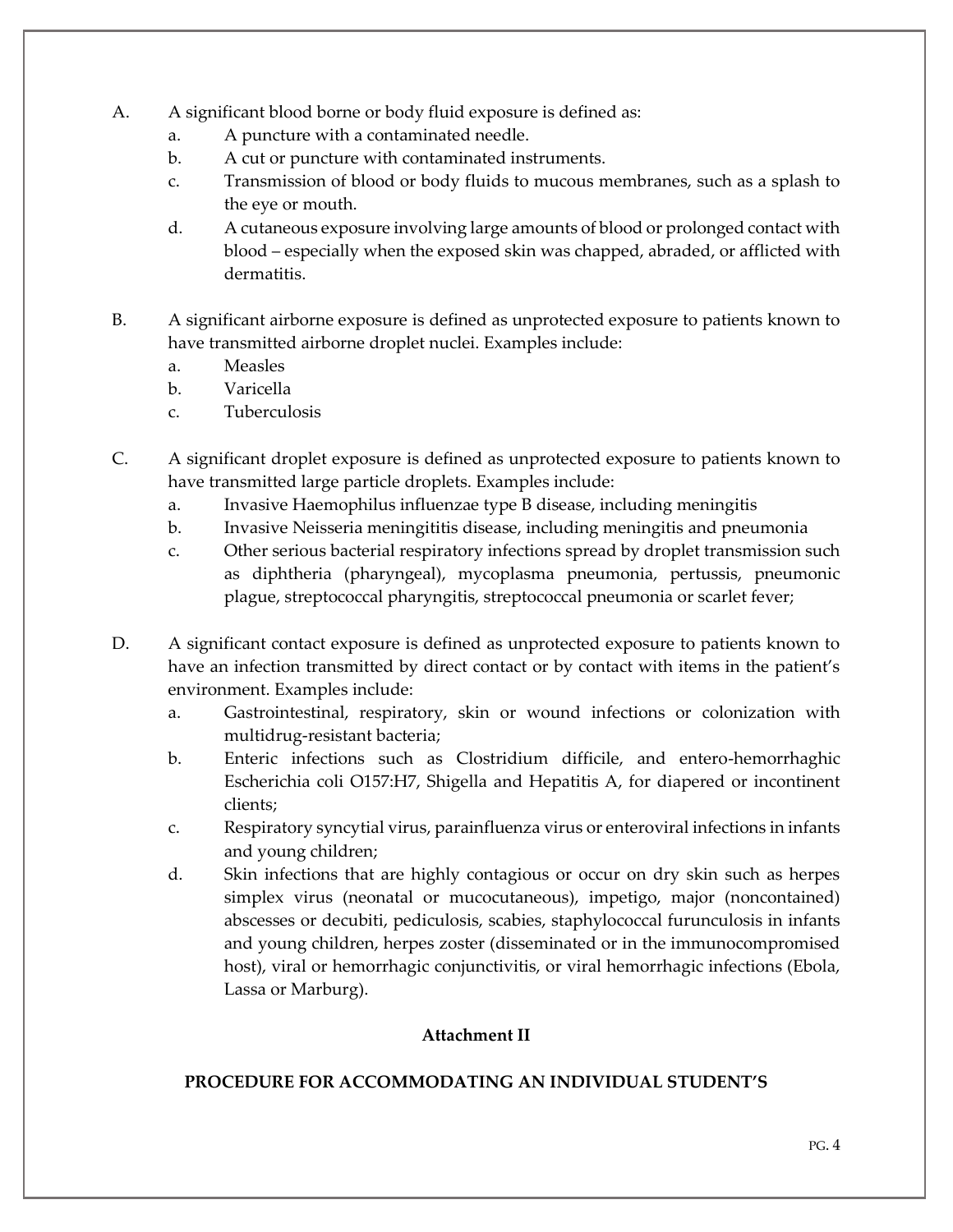A. A significant blood borne or body fluid exposure is defined as:
   a. A puncture with a contaminated needle.
   b. A cut or puncture with contaminated instruments.
   c. Transmission of blood or body fluids to mucous membranes, such as a splash to the eye or mouth.
   d. A cutaneous exposure involving large amounts of blood or prolonged contact with blood – especially when the exposed skin was chapped, abraded, or afflicted with dermatitis.

B. A significant airborne exposure is defined as unprotected exposure to patients known to have transmitted airborne droplet nuclei. Examples include:
   a. Measles
   b. Varicella
   c. Tuberculosis

C. A significant droplet exposure is defined as unprotected exposure to patients known to have transmitted large particle droplets. Examples include:
   a. Invasive Haemophilus influenzae type B disease, including meningitis
   b. Invasive Neisseria meningititis disease, including meningitis and pneumonia
   c. Other serious bacterial respiratory infections spread by droplet transmission such as diphtheria (pharyngeal), mycoplasma pneumonia, pertussis, pneumonic plague, streptococcal pharyngitis, streptococcal pneumonia or scarlet fever;

D. A significant contact exposure is defined as unprotected exposure to patients known to have an infection transmitted by direct contact or by contact with items in the patient's environment. Examples include:
   a. Gastrointestinal, respiratory, skin or wound infections or colonization with multidrug-resistant bacteria;
   b. Enteric infections such as Clostridium difficile, and entero-hemorrhaghic Escherichia coli O157:H7, Shigella and Hepatitis A, for diapered or incontinent clients;
   c. Respiratory syncytial virus, parainfluenza virus or enteroviral infections in infants and young children;
   d. Skin infections that are highly contagious or occur on dry skin such as herpes simplex virus (neonatal or mucocutaneous), impetigo, major (noncontained) abscesses or decubiti, pediculosis, scabies, staphylococcal furunculosis in infants and young children, herpes zoster (disseminated or in the immunocompromised host), viral or hemorrhagic conjunctivitis, or viral hemorrhagic infections (Ebola, Lassa or Marburg).

**Attachment II**

**PROCEDURE FOR ACCOMMODATING AN INDIVIDUAL STUDENT'S**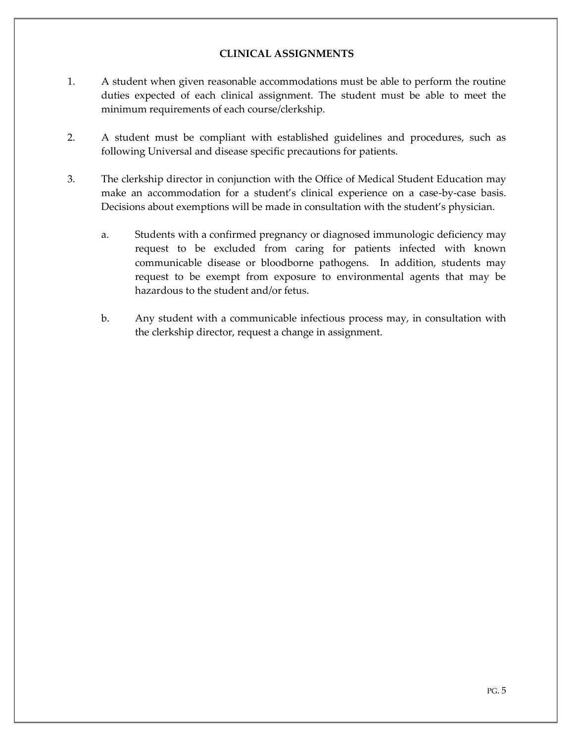## CLINICAL ASSIGNMENTS

1. A student when given reasonable accommodations must be able to perform the routine duties expected of each clinical assignment. The student must be able to meet the minimum requirements of each course/clerkship.

2. A student must be compliant with established guidelines and procedures, such as following Universal and disease specific precautions for patients.

3. The clerkship director in conjunction with the Office of Medical Student Education may make an accommodation for a student's clinical experience on a case-by-case basis. Decisions about exemptions will be made in consultation with the student's physician.

   a. Students with a confirmed pregnancy or diagnosed immunologic deficiency may request to be excluded from caring for patients infected with known communicable disease or bloodborne pathogens. In addition, students may request to be exempt from exposure to environmental agents that may be hazardous to the student and/or fetus.

   b. Any student with a communicable infectious process may, in consultation with the clerkship director, request a change in assignment.